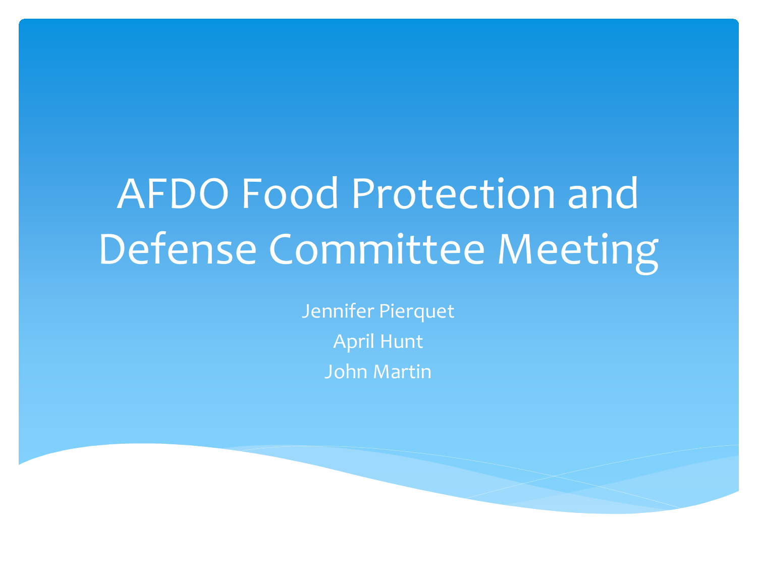# AFDO Food Protection and Defense Committee Meeting

Jennifer Pierquet

April Hunt

John Martin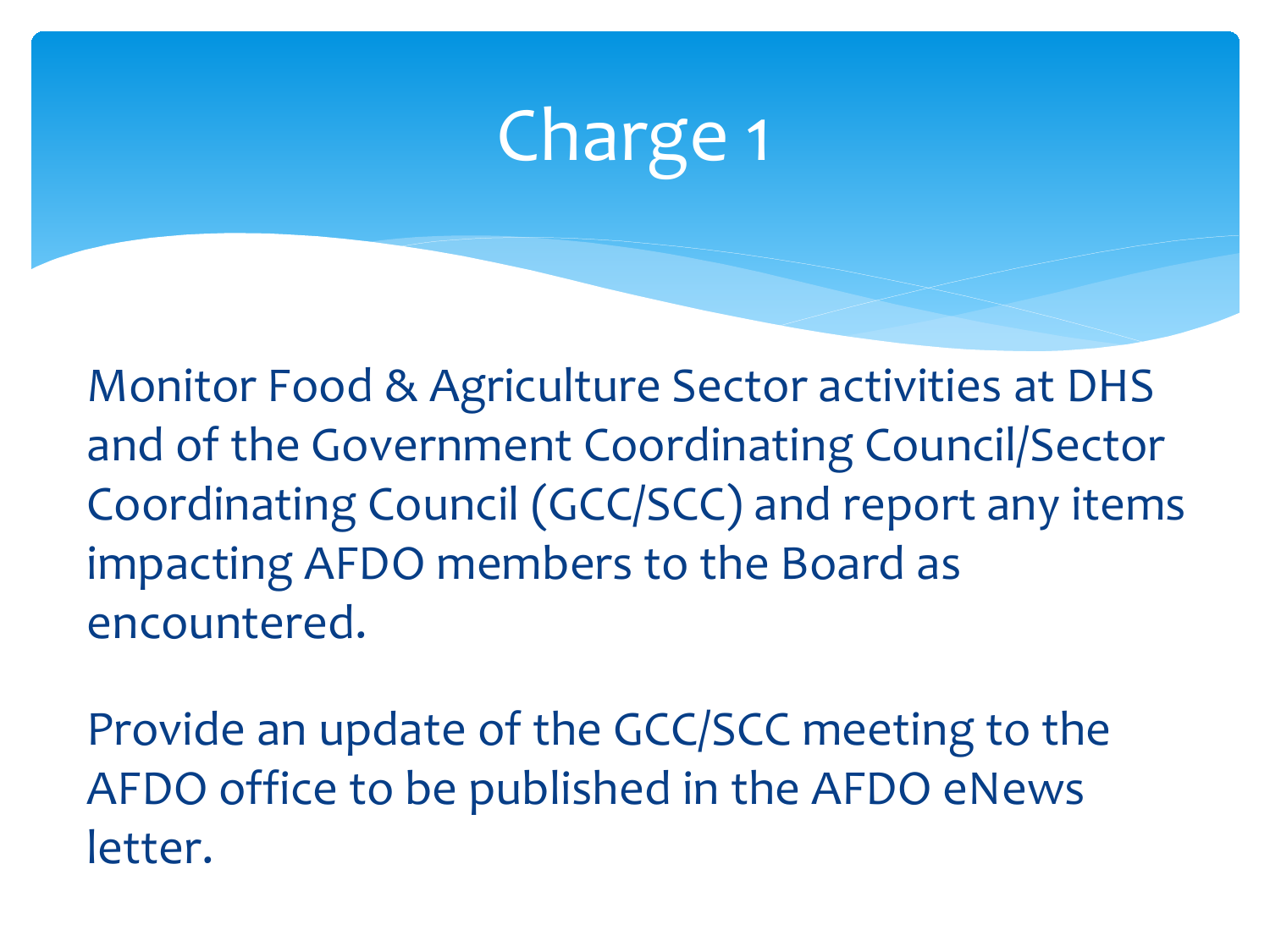# Charge 1

Monitor Food & Agriculture Sector activities at DHS and of the Government Coordinating Council/Sector Coordinating Council (GCC/SCC) and report any items impacting AFDO members to the Board as encountered.

Provide an update of the GCC/SCC meeting to the AFDO office to be published in the AFDO eNews letter.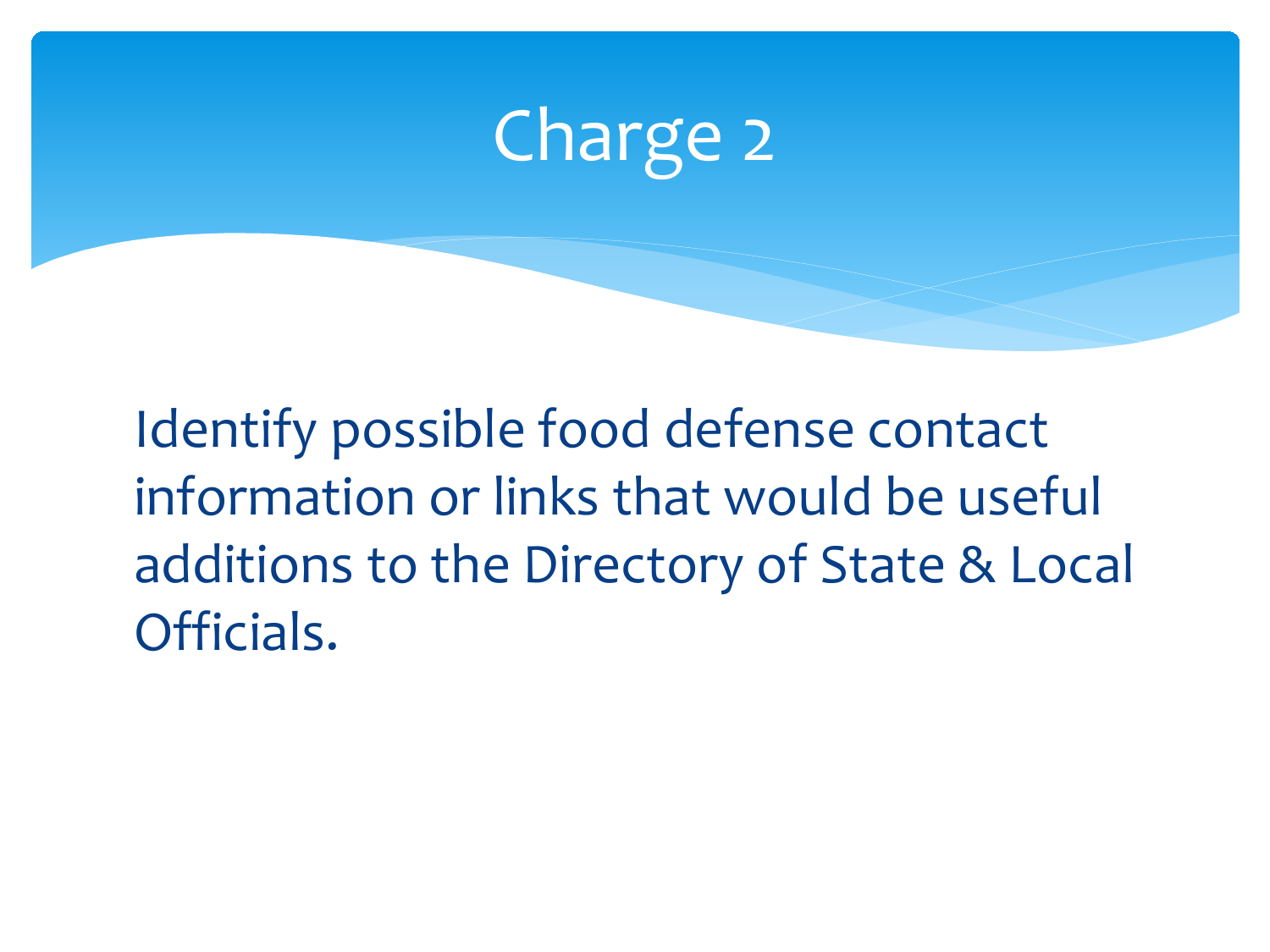# Charge 2

Identify possible food defense contact information or links that would be useful additions to the Directory of State & Local Officials.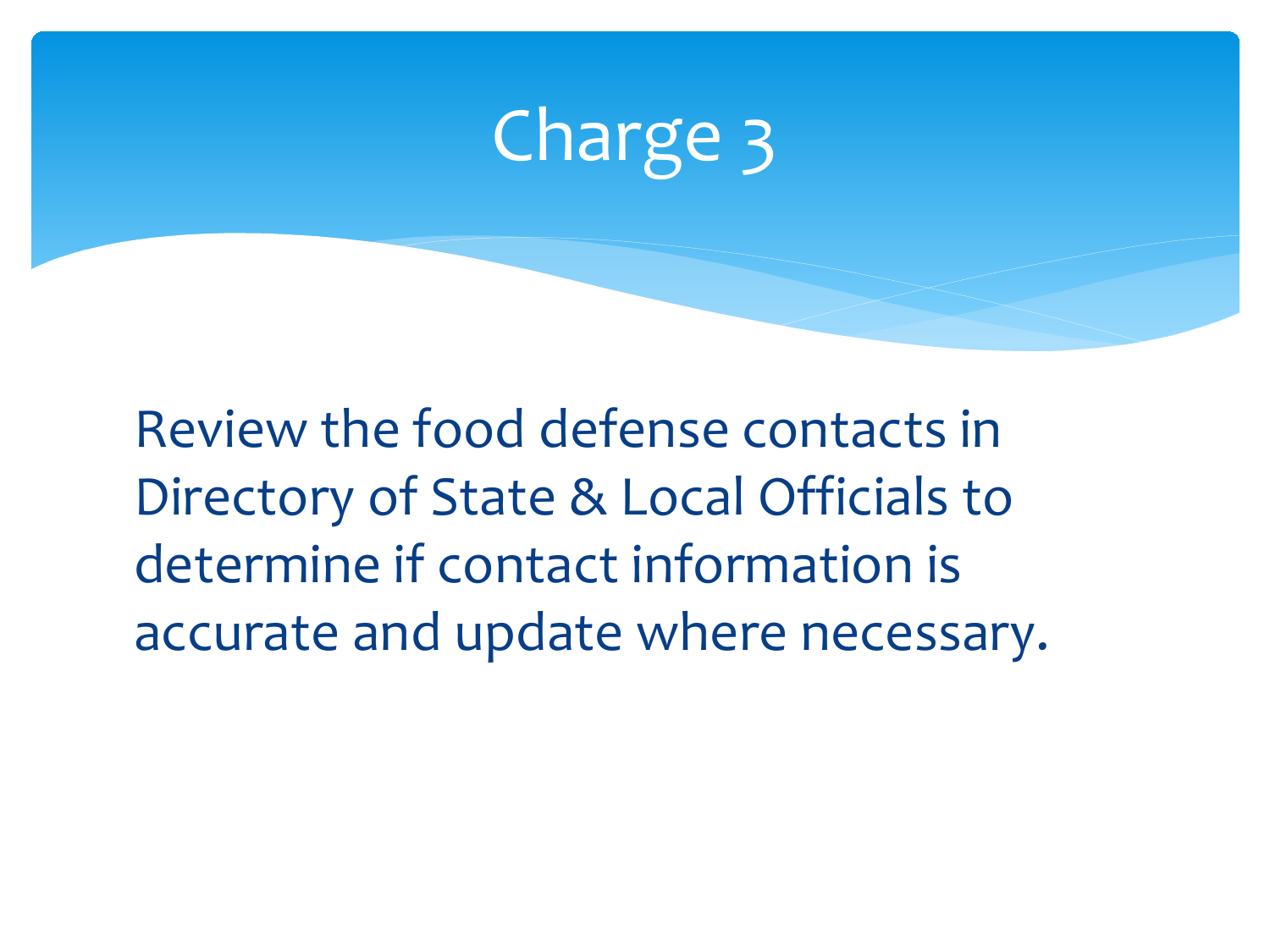# Charge 3

Review the food defense contacts in Directory of State & Local Officials to determine if contact information is accurate and update where necessary.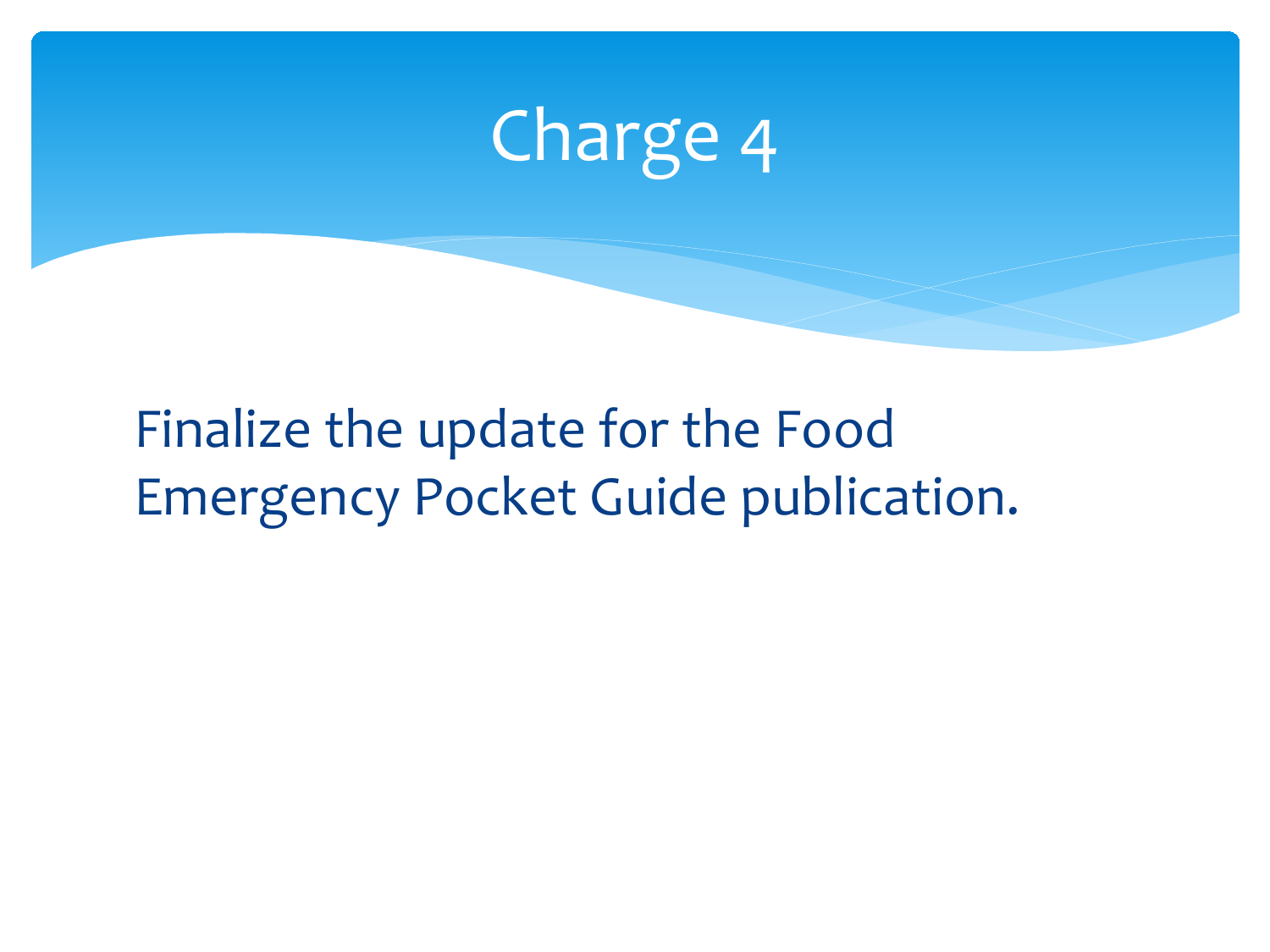# Charge 4

Finalize the update for the Food Emergency Pocket Guide publication.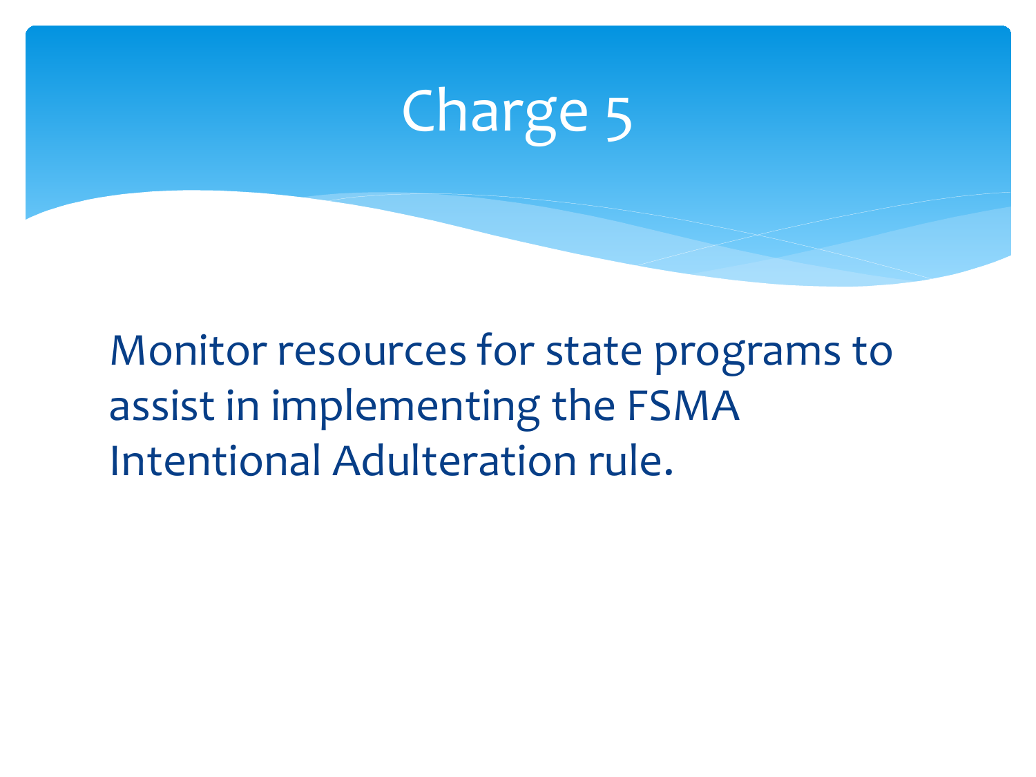# Charge 5

Monitor resources for state programs to assist in implementing the FSMA Intentional Adulteration rule.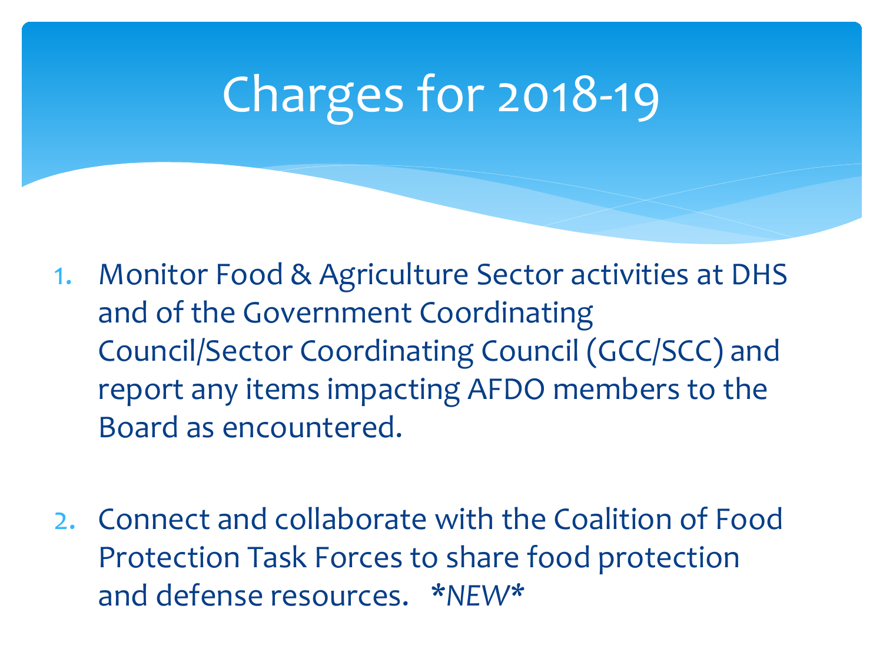# Charges for 2018-19

1. Monitor Food & Agriculture Sector activities at DHS and of the Government Coordinating Council/Sector Coordinating Council (GCC/SCC) and report any items impacting AFDO members to the Board as encountered.

2. Connect and collaborate with the Coalition of Food Protection Task Forces to share food protection and defense resources. ***NEW***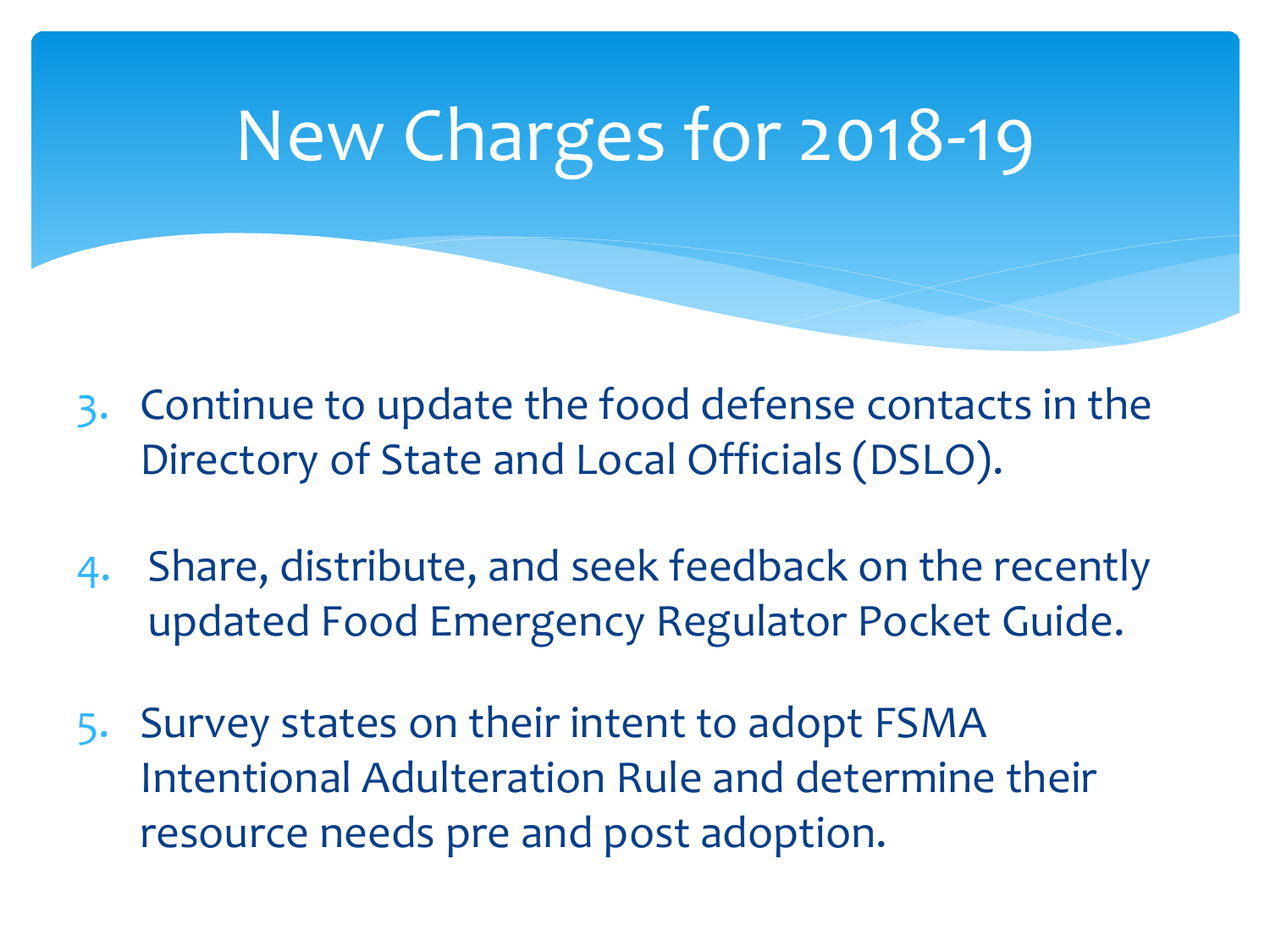# New Charges for 2018-19

3. Continue to update the food defense contacts in the Directory of State and Local Officials (DSLO).

4. Share, distribute, and seek feedback on the recently updated Food Emergency Regulator Pocket Guide.

5. Survey states on their intent to adopt FSMA Intentional Adulteration Rule and determine their resource needs pre and post adoption.